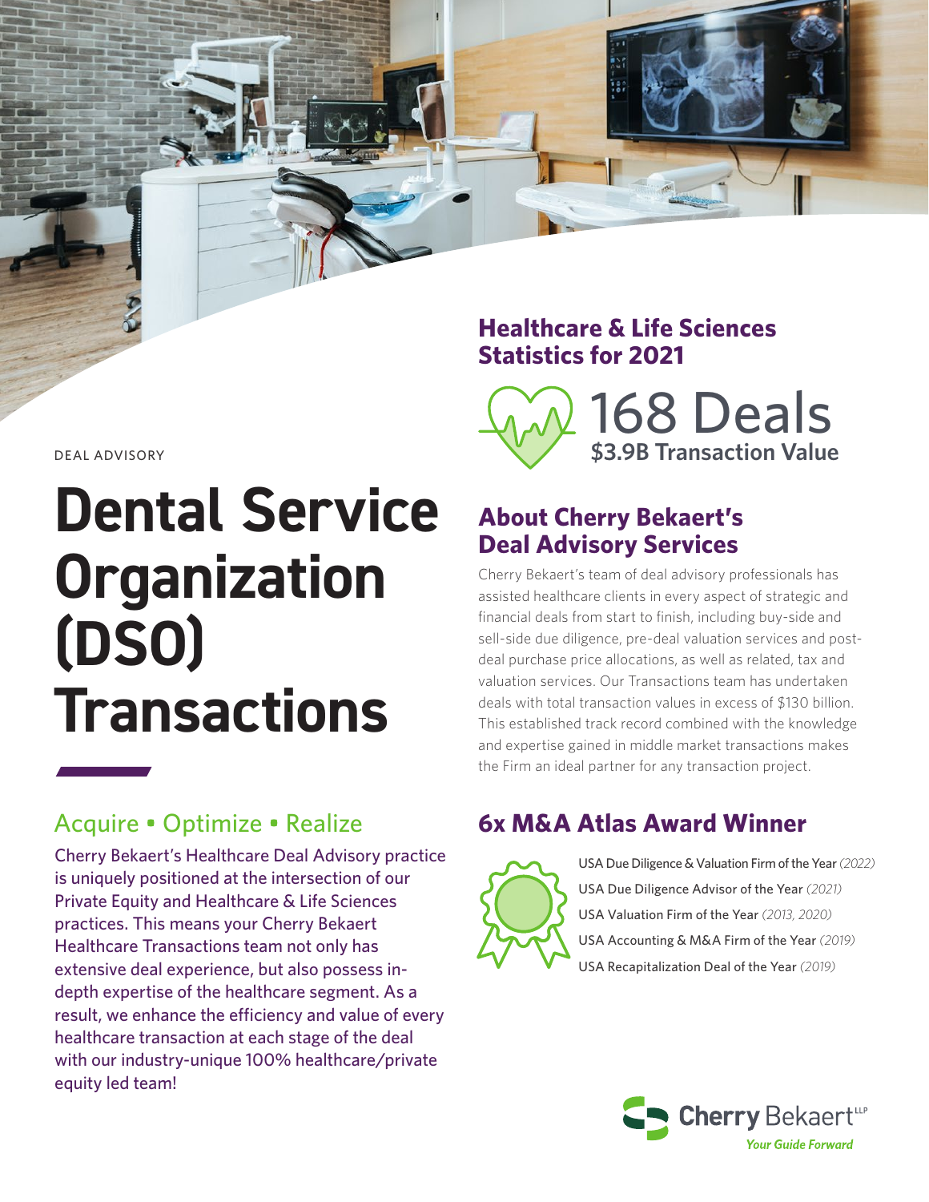DEAL ADVISORY

# Dental Service Organization (DSO) Transactions

## Acquire • Optimize • Realize

Cherry Bekaert's Healthcare Deal Advisory practice is uniquely positioned at the intersection of our Private Equity and Healthcare & Life Sciences practices. This means your Cherry Bekaert Healthcare Transactions team not only has extensive deal experience, but also possess in-depth expertise of the healthcare segment. As a result, we enhance the efficiency and value of every healthcare transaction at each stage of the deal with our industry-unique 100% healthcare/private equity led team!

## Healthcare & Life Sciences Statistics for 2021

**168 Deals**

**$3.9B Transaction Value**

## About Cherry Bekaert's Deal Advisory Services

Cherry Bekaert's team of deal advisory professionals has assisted healthcare clients in every aspect of strategic and financial deals from start to finish, including buy-side and sell-side due diligence, pre-deal valuation services and post-deal purchase price allocations, as well as related, tax and valuation services. Our Transactions team has undertaken deals with total transaction values in excess of $130 billion. This established track record combined with the knowledge and expertise gained in middle market transactions makes the Firm an ideal partner for any transaction project.

## 6x M&A Atlas Award Winner

- USA Due Diligence & Valuation Firm of the Year *(2022)*
- USA Due Diligence Advisor of the Year *(2021)*
- USA Valuation Firm of the Year *(2013, 2020)*
- USA Accounting & M&A Firm of the Year *(2019)*
- USA Recapitalization Deal of the Year *(2019)*

Cherry Bekaert LLP

*Your Guide Forward*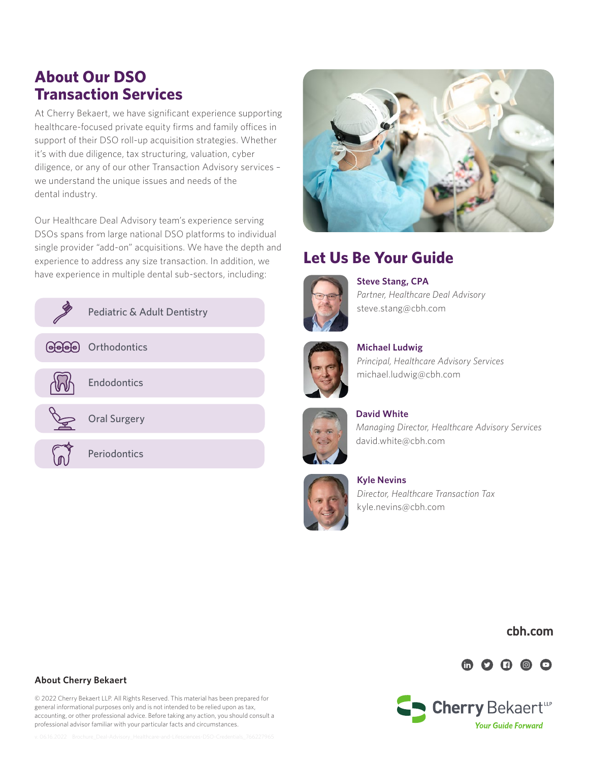## About Our DSO Transaction Services

At Cherry Bekaert, we have significant experience supporting healthcare-focused private equity firms and family offices in support of their DSO roll-up acquisition strategies. Whether it's with due diligence, tax structuring, valuation, cyber diligence, or any of our other Transaction Advisory services – we understand the unique issues and needs of the dental industry.

Our Healthcare Deal Advisory team's experience serving DSOs spans from large national DSO platforms to individual single provider "add-on" acquisitions. We have the depth and experience to address any size transaction. In addition, we have experience in multiple dental sub-sectors, including:

- Pediatric & Adult Dentistry
- Orthodontics
- Endodontics
- Oral Surgery
- Periodontics

## Let Us Be Your Guide

**Steve Stang, CPA**
*Partner, Healthcare Deal Advisory*
steve.stang@cbh.com

**Michael Ludwig**
*Principal, Healthcare Advisory Services*
michael.ludwig@cbh.com

**David White**
*Managing Director, Healthcare Advisory Services*
david.white@cbh.com

**Kyle Nevins**
*Director, Healthcare Transaction Tax*
kyle.nevins@cbh.com

**cbh.com**

**About Cherry Bekaert**

© 2022 Cherry Bekaert LLP. All Rights Reserved. This material has been prepared for general informational purposes only and is not intended to be relied upon as tax, accounting, or other professional advice. Before taking any action, you should consult a professional advisor familiar with your particular facts and circumstances.

v. 06.16.2022 Brochure_Deal-Advisory_Healthcare-and-Lifesciences-DSO-Credentials_766227965

Cherry Bekaert LLP
*Your Guide Forward*